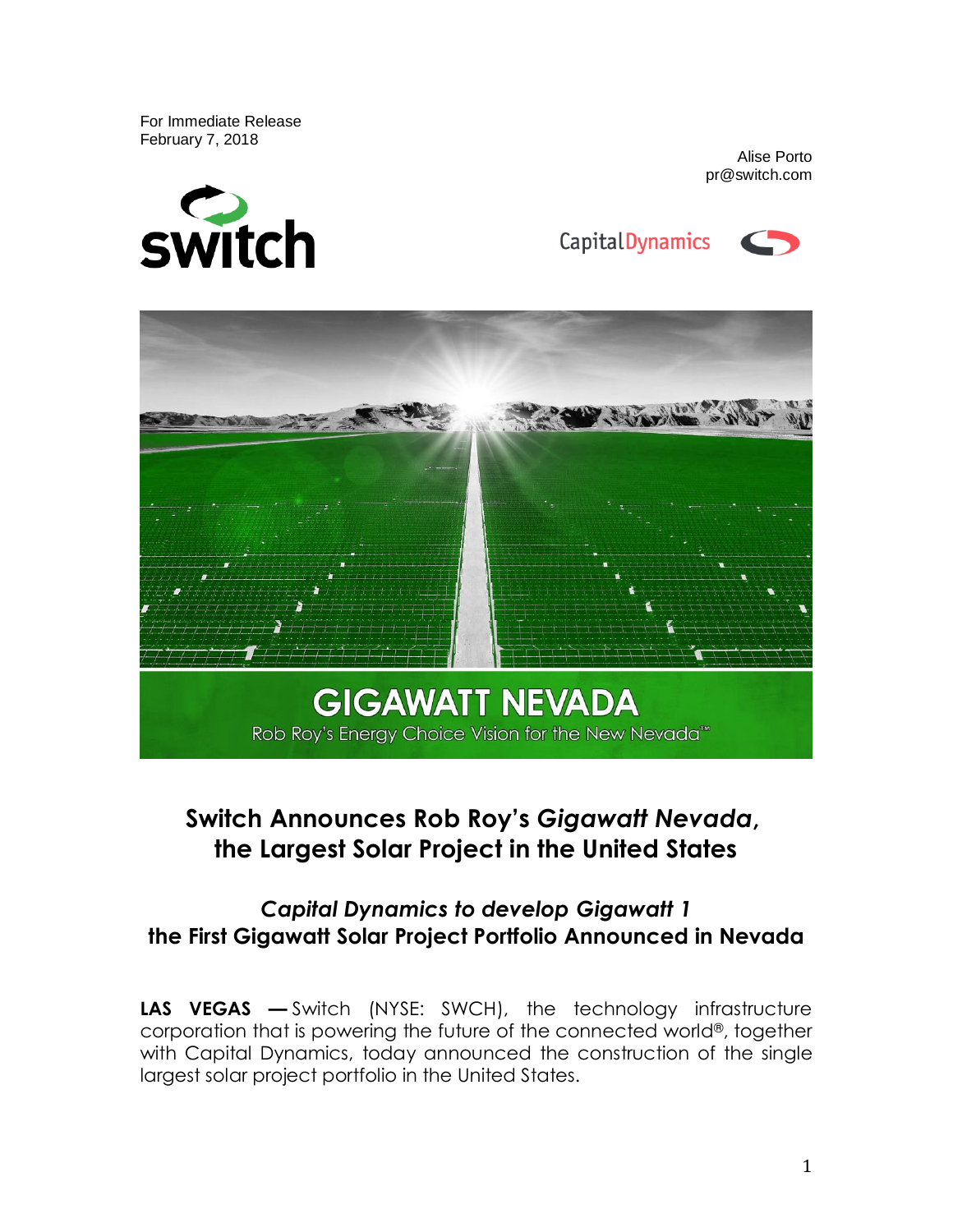For Immediate Release
February 7, 2018

Alise Porto
pr@switch.com

GIGAWATT NEVADA

Rob Roy's Energy Choice Vision for the New Nevada™

# Switch Announces Rob Roy's *Gigawatt Nevada*, the Largest Solar Project in the United States

## *Capital Dynamics to develop Gigawatt 1* the First Gigawatt Solar Project Portfolio Announced in Nevada

**LAS VEGAS —** Switch (NYSE: SWCH), the technology infrastructure corporation that is powering the future of the connected world®, together with Capital Dynamics, today announced the construction of the single largest solar project portfolio in the United States.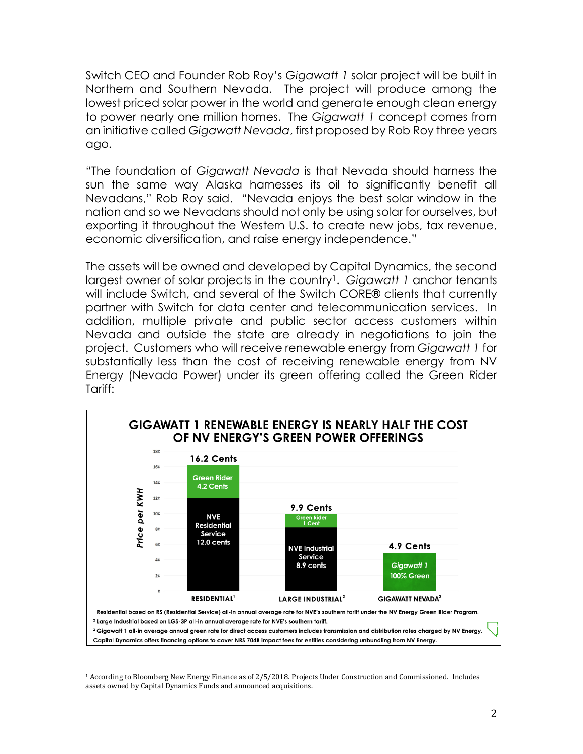Switch CEO and Founder Rob Roy's *Gigawatt 1* solar project will be built in Northern and Southern Nevada. The project will produce among the lowest priced solar power in the world and generate enough clean energy to power nearly one million homes. The *Gigawatt 1* concept comes from an initiative called *Gigawatt Nevada*, first proposed by Rob Roy three years ago.

"The foundation of *Gigawatt Nevada* is that Nevada should harness the sun the same way Alaska harnesses its oil to significantly benefit all Nevadans," Rob Roy said. "Nevada enjoys the best solar window in the nation and so we Nevadans should not only be using solar for ourselves, but exporting it throughout the Western U.S. to create new jobs, tax revenue, economic diversification, and raise energy independence."

The assets will be owned and developed by Capital Dynamics, the second largest owner of solar projects in the country[1]. *Gigawatt 1* anchor tenants will include Switch, and several of the Switch CORE® clients that currently partner with Switch for data center and telecommunication services. In addition, multiple private and public sector access customers within Nevada and outside the state are already in negotiations to join the project. Customers who will receive renewable energy from *Gigawatt 1* for substantially less than the cost of receiving renewable energy from NV Energy (Nevada Power) under its green offering called the Green Rider Tariff:

**GIGAWATT 1 RENEWABLE ENERGY IS NEARLY HALF THE COST OF NV ENERGY'S GREEN POWER OFFERINGS**

| | Residential[1] | Large Industrial[2] | Gigawatt Nevada[3] |
|---|---|---|---|
| NVE Service | NVE Residential Service 12.0 cents | NVE Industrial Service 8.9 cents | |
| Green Rider | Green Rider 4.2 Cents | Green Rider 1 Cent | |
| Gigawatt 1 100% Green | | | 4.9 Cents |
| **Total (Price per KWH)** | **16.2 Cents** | **9.9 Cents** | **4.9 Cents** |

[1] Residential based on RS (Residential Service) all-in annual average rate for NVE's southern tariff under the NV Energy Green Rider Program.
[2] Large Industrial based on LGS-3P all-in annual average rate for NVE's southern tariff.
[3] Gigawatt 1 all-in average annual green rate for direct access customers includes transmission and distribution rates charged by NV Energy. Capital Dynamics offers financing options to cover NRS 704B impact fees for entities considering unbundling from NV Energy.

---

[1] According to Bloomberg New Energy Finance as of 2/5/2018. Projects Under Construction and Commissioned. Includes assets owned by Capital Dynamics Funds and announced acquisitions.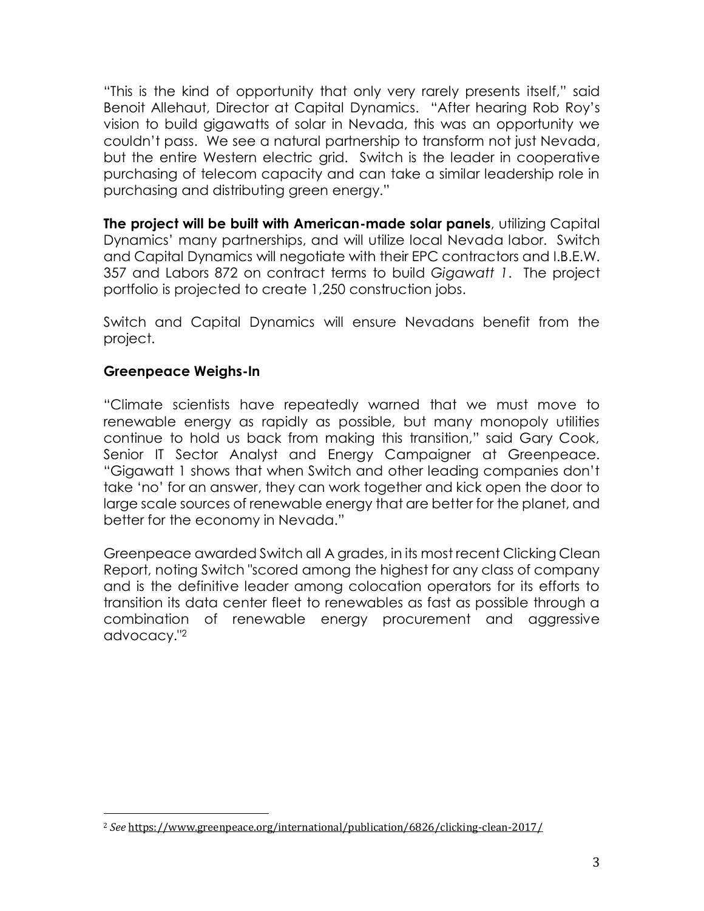"This is the kind of opportunity that only very rarely presents itself," said Benoit Allehaut, Director at Capital Dynamics. "After hearing Rob Roy's vision to build gigawatts of solar in Nevada, this was an opportunity we couldn't pass. We see a natural partnership to transform not just Nevada, but the entire Western electric grid. Switch is the leader in cooperative purchasing of telecom capacity and can take a similar leadership role in purchasing and distributing green energy."

**The project will be built with American-made solar panels**, utilizing Capital Dynamics' many partnerships, and will utilize local Nevada labor. Switch and Capital Dynamics will negotiate with their EPC contractors and I.B.E.W. 357 and Labors 872 on contract terms to build *Gigawatt 1*. The project portfolio is projected to create 1,250 construction jobs.

Switch and Capital Dynamics will ensure Nevadans benefit from the project.

## Greenpeace Weighs-In

"Climate scientists have repeatedly warned that we must move to renewable energy as rapidly as possible, but many monopoly utilities continue to hold us back from making this transition," said Gary Cook, Senior IT Sector Analyst and Energy Campaigner at Greenpeace. "Gigawatt 1 shows that when Switch and other leading companies don't take 'no' for an answer, they can work together and kick open the door to large scale sources of renewable energy that are better for the planet, and better for the economy in Nevada."

Greenpeace awarded Switch all A grades, in its most recent Clicking Clean Report, noting Switch "scored among the highest for any class of company and is the definitive leader among colocation operators for its efforts to transition its data center fleet to renewables as fast as possible through a combination of renewable energy procurement and aggressive advocacy."[2]

---

[2] *See* https://www.greenpeace.org/international/publication/6826/clicking-clean-2017/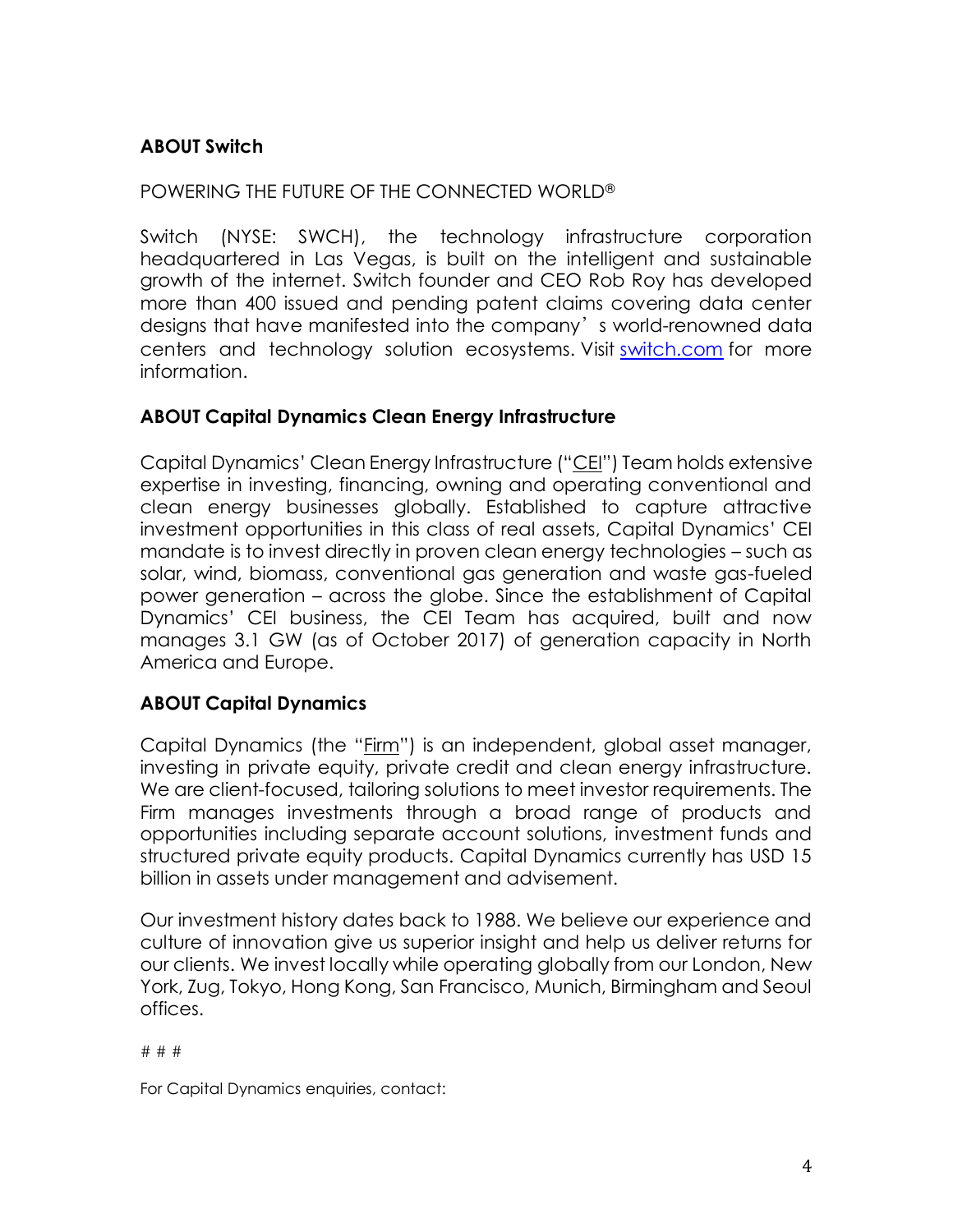**ABOUT Switch**

POWERING THE FUTURE OF THE CONNECTED WORLD®

Switch (NYSE: SWCH), the technology infrastructure corporation headquartered in Las Vegas, is built on the intelligent and sustainable growth of the internet. Switch founder and CEO Rob Roy has developed more than 400 issued and pending patent claims covering data center designs that have manifested into the company's world-renowned data centers and technology solution ecosystems. Visit [switch.com](switch.com) for more information.

**ABOUT Capital Dynamics Clean Energy Infrastructure**

Capital Dynamics' Clean Energy Infrastructure ("CEI") Team holds extensive expertise in investing, financing, owning and operating conventional and clean energy businesses globally. Established to capture attractive investment opportunities in this class of real assets, Capital Dynamics' CEI mandate is to invest directly in proven clean energy technologies – such as solar, wind, biomass, conventional gas generation and waste gas-fueled power generation – across the globe. Since the establishment of Capital Dynamics' CEI business, the CEI Team has acquired, built and now manages 3.1 GW (as of October 2017) of generation capacity in North America and Europe.

**ABOUT Capital Dynamics**

Capital Dynamics (the "Firm") is an independent, global asset manager, investing in private equity, private credit and clean energy infrastructure. We are client-focused, tailoring solutions to meet investor requirements. The Firm manages investments through a broad range of products and opportunities including separate account solutions, investment funds and structured private equity products. Capital Dynamics currently has USD 15 billion in assets under management and advisement.

Our investment history dates back to 1988. We believe our experience and culture of innovation give us superior insight and help us deliver returns for our clients. We invest locally while operating globally from our London, New York, Zug, Tokyo, Hong Kong, San Francisco, Munich, Birmingham and Seoul offices.

# # #

For Capital Dynamics enquiries, contact: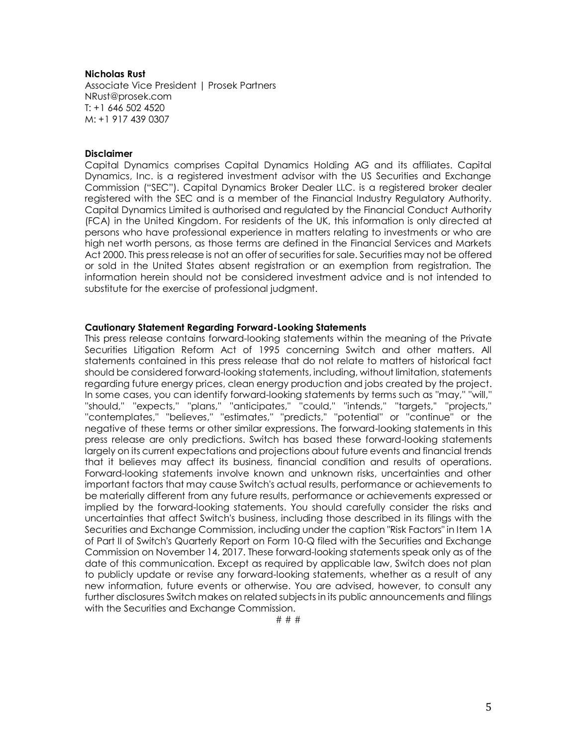**Nicholas Rust**
Associate Vice President | Prosek Partners
NRust@prosek.com
T: +1 646 502 4520
M: +1 917 439 0307

**Disclaimer**

Capital Dynamics comprises Capital Dynamics Holding AG and its affiliates. Capital Dynamics, Inc. is a registered investment advisor with the US Securities and Exchange Commission ("SEC"). Capital Dynamics Broker Dealer LLC. is a registered broker dealer registered with the SEC and is a member of the Financial Industry Regulatory Authority. Capital Dynamics Limited is authorised and regulated by the Financial Conduct Authority (FCA) in the United Kingdom. For residents of the UK, this information is only directed at persons who have professional experience in matters relating to investments or who are high net worth persons, as those terms are defined in the Financial Services and Markets Act 2000. This press release is not an offer of securities for sale. Securities may not be offered or sold in the United States absent registration or an exemption from registration. The information herein should not be considered investment advice and is not intended to substitute for the exercise of professional judgment.

**Cautionary Statement Regarding Forward-Looking Statements**

This press release contains forward-looking statements within the meaning of the Private Securities Litigation Reform Act of 1995 concerning Switch and other matters. All statements contained in this press release that do not relate to matters of historical fact should be considered forward-looking statements, including, without limitation, statements regarding future energy prices, clean energy production and jobs created by the project. In some cases, you can identify forward-looking statements by terms such as "may," "will," "should," "expects," "plans," "anticipates," "could," "intends," "targets," "projects," "contemplates," "believes," "estimates," "predicts," "potential" or "continue" or the negative of these terms or other similar expressions. The forward-looking statements in this press release are only predictions. Switch has based these forward-looking statements largely on its current expectations and projections about future events and financial trends that it believes may affect its business, financial condition and results of operations. Forward-looking statements involve known and unknown risks, uncertainties and other important factors that may cause Switch's actual results, performance or achievements to be materially different from any future results, performance or achievements expressed or implied by the forward-looking statements. You should carefully consider the risks and uncertainties that affect Switch's business, including those described in its filings with the Securities and Exchange Commission, including under the caption "Risk Factors" in Item 1A of Part II of Switch's Quarterly Report on Form 10-Q filed with the Securities and Exchange Commission on November 14, 2017. These forward-looking statements speak only as of the date of this communication. Except as required by applicable law, Switch does not plan to publicly update or revise any forward-looking statements, whether as a result of any new information, future events or otherwise. You are advised, however, to consult any further disclosures Switch makes on related subjects in its public announcements and filings with the Securities and Exchange Commission.

# # #